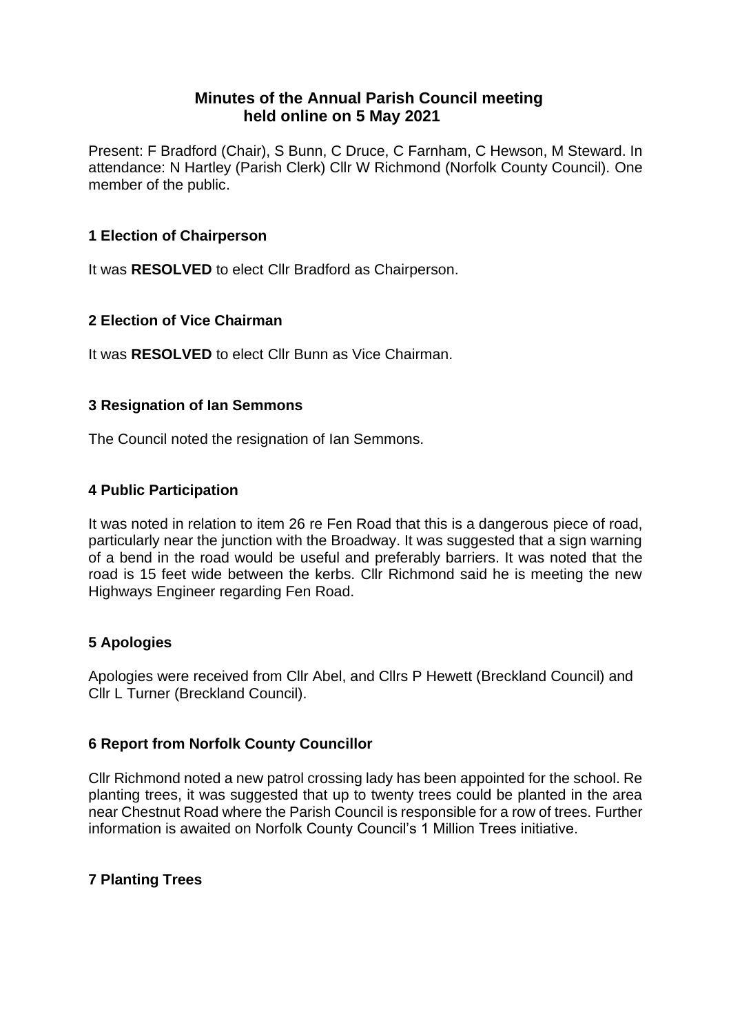# Minutes of the Annual Parish Council meeting held online on 5 May 2021

Present: F Bradford (Chair), S Bunn, C Druce, C Farnham, C Hewson, M Steward. In attendance: N Hartley (Parish Clerk) Cllr W Richmond (Norfolk County Council). One member of the public.

## 1 Election of Chairperson

It was **RESOLVED** to elect Cllr Bradford as Chairperson.

## 2 Election of Vice Chairman

It was **RESOLVED** to elect Cllr Bunn as Vice Chairman.

## 3 Resignation of Ian Semmons

The Council noted the resignation of Ian Semmons.

## 4 Public Participation

It was noted in relation to item 26 re Fen Road that this is a dangerous piece of road, particularly near the junction with the Broadway. It was suggested that a sign warning of a bend in the road would be useful and preferably barriers. It was noted that the road is 15 feet wide between the kerbs. Cllr Richmond said he is meeting the new Highways Engineer regarding Fen Road.

## 5 Apologies

Apologies were received from Cllr Abel, and Cllrs P Hewett (Breckland Council) and Cllr L Turner (Breckland Council).

## 6 Report from Norfolk County Councillor

Cllr Richmond noted a new patrol crossing lady has been appointed for the school. Re planting trees, it was suggested that up to twenty trees could be planted in the area near Chestnut Road where the Parish Council is responsible for a row of trees. Further information is awaited on Norfolk County Council's 1 Million Trees initiative.

## 7 Planting Trees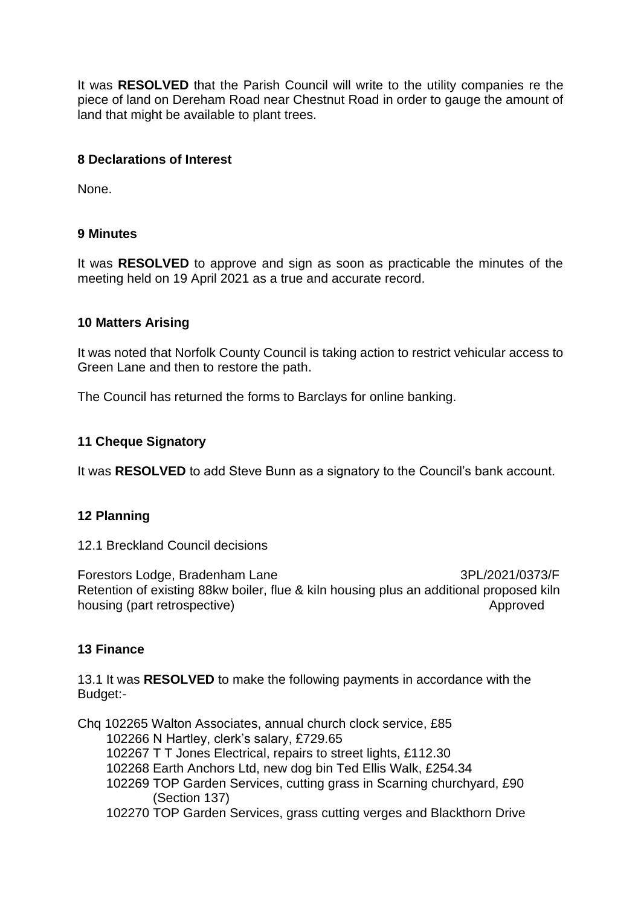It was **RESOLVED** that the Parish Council will write to the utility companies re the piece of land on Dereham Road near Chestnut Road in order to gauge the amount of land that might be available to plant trees.

## 8 Declarations of Interest

None.

## 9 Minutes

It was **RESOLVED** to approve and sign as soon as practicable the minutes of the meeting held on 19 April 2021 as a true and accurate record.

## 10 Matters Arising

It was noted that Norfolk County Council is taking action to restrict vehicular access to Green Lane and then to restore the path.

The Council has returned the forms to Barclays for online banking.

## 11 Cheque Signatory

It was **RESOLVED** to add Steve Bunn as a signatory to the Council's bank account.

## 12 Planning

12.1 Breckland Council decisions

Forestors Lodge, Bradenham Lane 3PL/2021/0373/F
Retention of existing 88kw boiler, flue & kiln housing plus an additional proposed kiln housing (part retrospective) Approved

## 13 Finance

13.1 It was **RESOLVED** to make the following payments in accordance with the Budget:-

Chq 102265 Walton Associates, annual church clock service, £85
102266 N Hartley, clerk's salary, £729.65
102267 T T Jones Electrical, repairs to street lights, £112.30
102268 Earth Anchors Ltd, new dog bin Ted Ellis Walk, £254.34
102269 TOP Garden Services, cutting grass in Scarning churchyard, £90 (Section 137)
102270 TOP Garden Services, grass cutting verges and Blackthorn Drive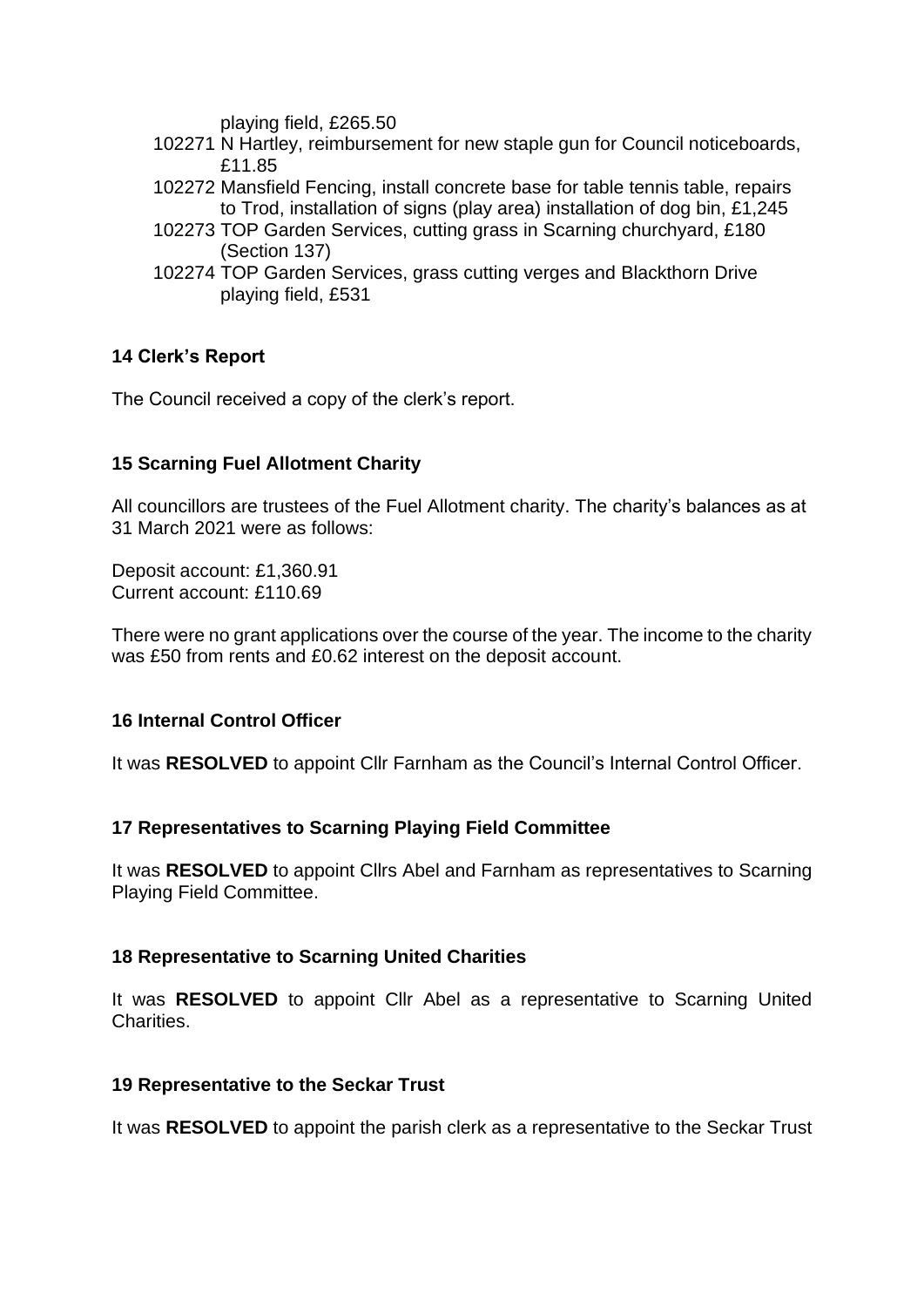playing field, £265.50

102271 N Hartley, reimbursement for new staple gun for Council noticeboards, £11.85

102272 Mansfield Fencing, install concrete base for table tennis table, repairs to Trod, installation of signs (play area) installation of dog bin, £1,245

102273 TOP Garden Services, cutting grass in Scarning churchyard, £180 (Section 137)

102274 TOP Garden Services, grass cutting verges and Blackthorn Drive playing field, £531

**14 Clerk's Report**

The Council received a copy of the clerk's report.

**15 Scarning Fuel Allotment Charity**

All councillors are trustees of the Fuel Allotment charity. The charity's balances as at 31 March 2021 were as follows:

Deposit account: £1,360.91
Current account: £110.69

There were no grant applications over the course of the year. The income to the charity was £50 from rents and £0.62 interest on the deposit account.

**16 Internal Control Officer**

It was **RESOLVED** to appoint Cllr Farnham as the Council's Internal Control Officer.

**17 Representatives to Scarning Playing Field Committee**

It was **RESOLVED** to appoint Cllrs Abel and Farnham as representatives to Scarning Playing Field Committee.

**18 Representative to Scarning United Charities**

It was **RESOLVED** to appoint Cllr Abel as a representative to Scarning United Charities.

**19 Representative to the Seckar Trust**

It was **RESOLVED** to appoint the parish clerk as a representative to the Seckar Trust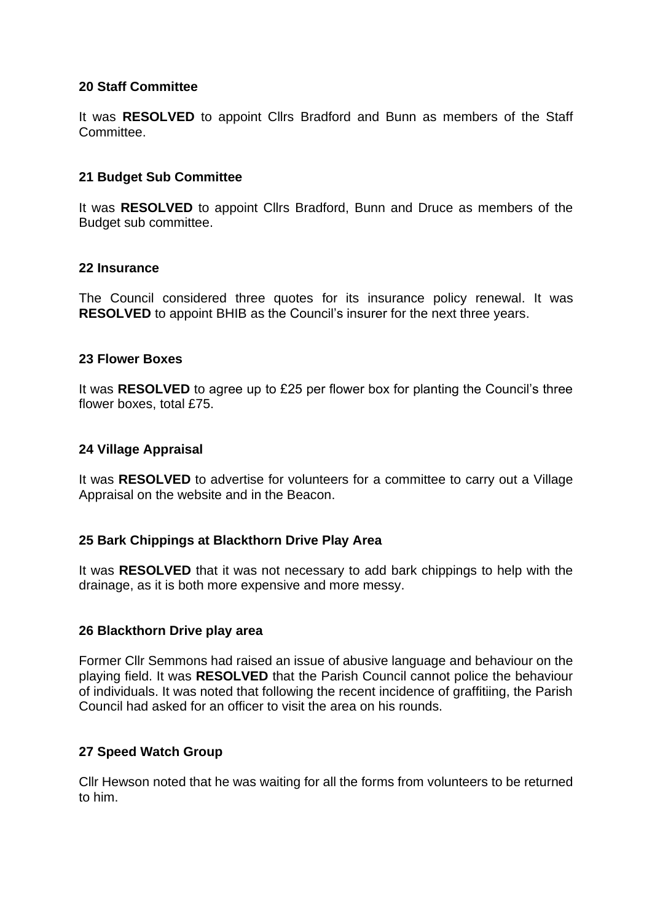**20 Staff Committee**

It was **RESOLVED** to appoint Cllrs Bradford and Bunn as members of the Staff Committee.

**21 Budget Sub Committee**

It was **RESOLVED** to appoint Cllrs Bradford, Bunn and Druce as members of the Budget sub committee.

**22 Insurance**

The Council considered three quotes for its insurance policy renewal. It was **RESOLVED** to appoint BHIB as the Council's insurer for the next three years.

**23 Flower Boxes**

It was **RESOLVED** to agree up to £25 per flower box for planting the Council's three flower boxes, total £75.

**24 Village Appraisal**

It was **RESOLVED** to advertise for volunteers for a committee to carry out a Village Appraisal on the website and in the Beacon.

**25 Bark Chippings at Blackthorn Drive Play Area**

It was **RESOLVED** that it was not necessary to add bark chippings to help with the drainage, as it is both more expensive and more messy.

**26 Blackthorn Drive play area**

Former Cllr Semmons had raised an issue of abusive language and behaviour on the playing field. It was **RESOLVED** that the Parish Council cannot police the behaviour of individuals. It was noted that following the recent incidence of graffitiing, the Parish Council had asked for an officer to visit the area on his rounds.

**27 Speed Watch Group**

Cllr Hewson noted that he was waiting for all the forms from volunteers to be returned to him.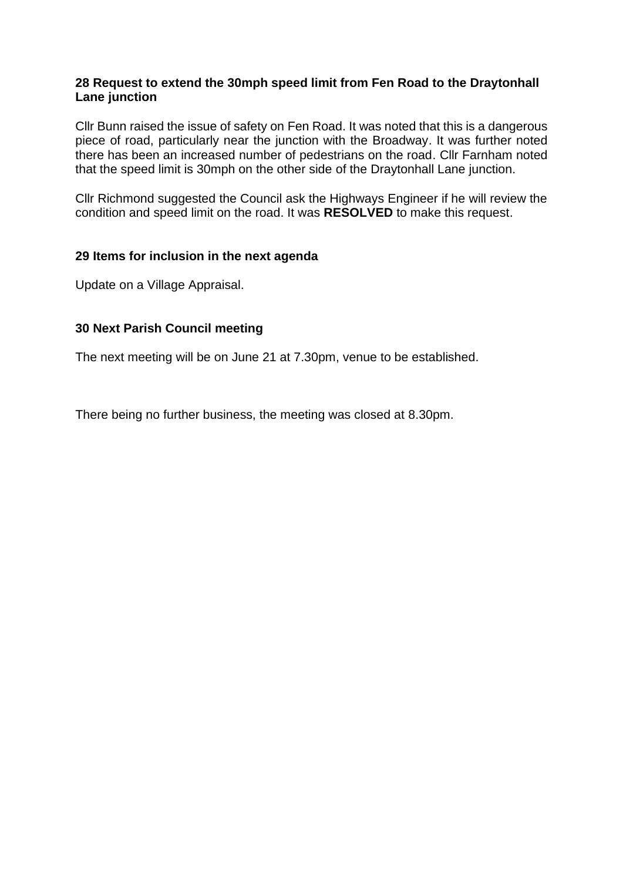### 28 Request to extend the 30mph speed limit from Fen Road to the Draytonhall Lane junction

Cllr Bunn raised the issue of safety on Fen Road. It was noted that this is a dangerous piece of road, particularly near the junction with the Broadway. It was further noted there has been an increased number of pedestrians on the road. Cllr Farnham noted that the speed limit is 30mph on the other side of the Draytonhall Lane junction.

Cllr Richmond suggested the Council ask the Highways Engineer if he will review the condition and speed limit on the road. It was **RESOLVED** to make this request.

### 29 Items for inclusion in the next agenda

Update on a Village Appraisal.

### 30 Next Parish Council meeting

The next meeting will be on June 21 at 7.30pm, venue to be established.

There being no further business, the meeting was closed at 8.30pm.